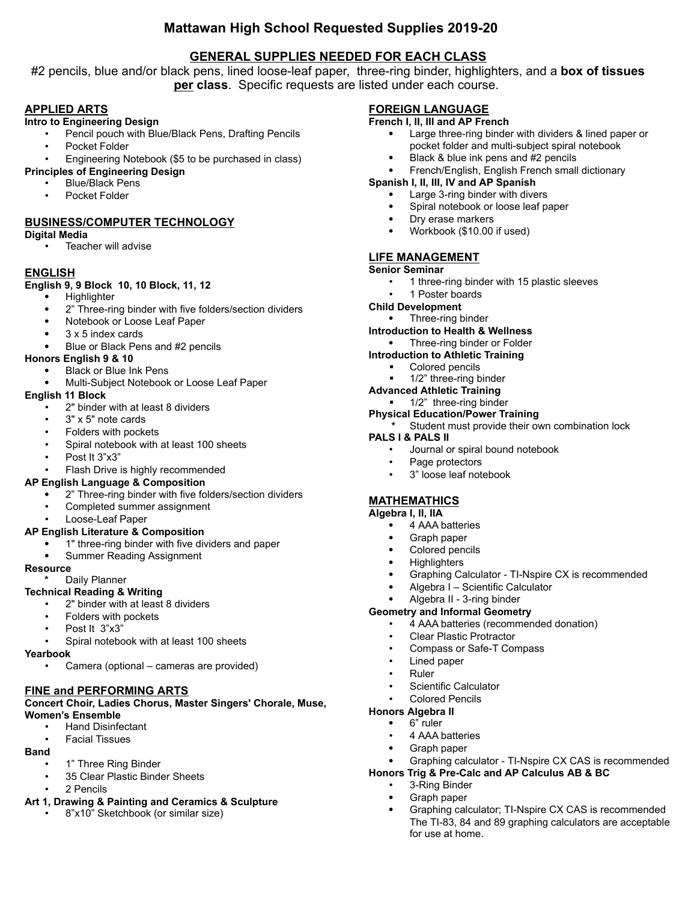# Mattawan High School Requested Supplies 2019-20

## GENERAL SUPPLIES NEEDED FOR EACH CLASS

#2 pencils, blue and/or black pens, lined loose-leaf paper, three-ring binder, highlighters, and a **box of tissues <u>per</u> class**. Specific requests are listed under each course.

## APPLIED ARTS

**Intro to Engineering Design**

- Pencil pouch with Blue/Black Pens, Drafting Pencils
- Pocket Folder
- Engineering Notebook ($5 to be purchased in class)

**Principles of Engineering Design**

- Blue/Black Pens
- Pocket Folder

## BUSINESS/COMPUTER TECHNOLOGY

**Digital Media**

- Teacher will advise

## ENGLISH

**English 9, 9 Block 10, 10 Block, 11, 12**

- Highlighter
- 2" Three-ring binder with five folders/section dividers
- Notebook or Loose Leaf Paper
- 3 x 5 index cards
- Blue or Black Pens and #2 pencils

**Honors English 9 & 10**

- Black or Blue Ink Pens
- Multi-Subject Notebook or Loose Leaf Paper

**English 11 Block**

- 2" binder with at least 8 dividers
- 3" x 5" note cards
- Folders with pockets
- Spiral notebook with at least 100 sheets
- Post It 3"x3"
- Flash Drive is highly recommended

**AP English Language & Composition**

- 2" Three-ring binder with five folders/section dividers
- Completed summer assignment
- Loose-Leaf Paper

**AP English Literature & Composition**

- 1" three-ring binder with five dividers and paper
- Summer Reading Assignment

**Resource**

- Daily Planner

**Technical Reading & Writing**

- 2" binder with at least 8 dividers
- Folders with pockets
- Post It 3"x3"
- Spiral notebook with at least 100 sheets

**Yearbook**

- Camera (optional – cameras are provided)

## FINE and PERFORMING ARTS

**Concert Choir, Ladies Chorus, Master Singers' Chorale, Muse, Women's Ensemble**

- Hand Disinfectant
- Facial Tissues

**Band**

- 1" Three Ring Binder
- 35 Clear Plastic Binder Sheets
- 2 Pencils

**Art 1, Drawing & Painting and Ceramics & Sculpture**

- 8"x10" Sketchbook (or similar size)

## FOREIGN LANGUAGE

**French I, II, III and AP French**

- Large three-ring binder with dividers & lined paper or pocket folder and multi-subject spiral notebook
- Black & blue ink pens and #2 pencils
- French/English, English French small dictionary

**Spanish I, II, III, IV and AP Spanish**

- Large 3-ring binder with divers
- Spiral notebook or loose leaf paper
- Dry erase markers
- Workbook ($10.00 if used)

## LIFE MANAGEMENT

**Senior Seminar**

- 1 three-ring binder with 15 plastic sleeves
- 1 Poster boards

**Child Development**

- Three-ring binder

**Introduction to Health & Wellness**

- Three-ring binder or Folder

**Introduction to Athletic Training**

- Colored pencils
- 1/2" three-ring binder

**Advanced Athletic Training**

- 1/2" three-ring binder

**Physical Education/Power Training**

- Student must provide their own combination lock

**PALS I & PALS II**

- Journal or spiral bound notebook
- Page protectors
- 3" loose leaf notebook

## MATHEMATHICS

**Algebra I, II, IIA**

- 4 AAA batteries
- Graph paper
- Colored pencils
- Highlighters
- Graphing Calculator - TI-Nspire CX is recommended
- Algebra I – Scientific Calculator
- Algebra II - 3-ring binder

**Geometry and Informal Geometry**

- 4 AAA batteries (recommended donation)
- Clear Plastic Protractor
- Compass or Safe-T Compass
- Lined paper
- Ruler
- Scientific Calculator
- Colored Pencils

**Honors Algebra II**

- 6" ruler
- 4 AAA batteries
- Graph paper
- Graphing calculator - TI-Nspire CX CAS is recommended

**Honors Trig & Pre-Calc and AP Calculus AB & BC**

- 3-Ring Binder
- Graph paper
- Graphing calculator; TI-Nspire CX CAS is recommended The TI-83, 84 and 89 graphing calculators are acceptable for use at home.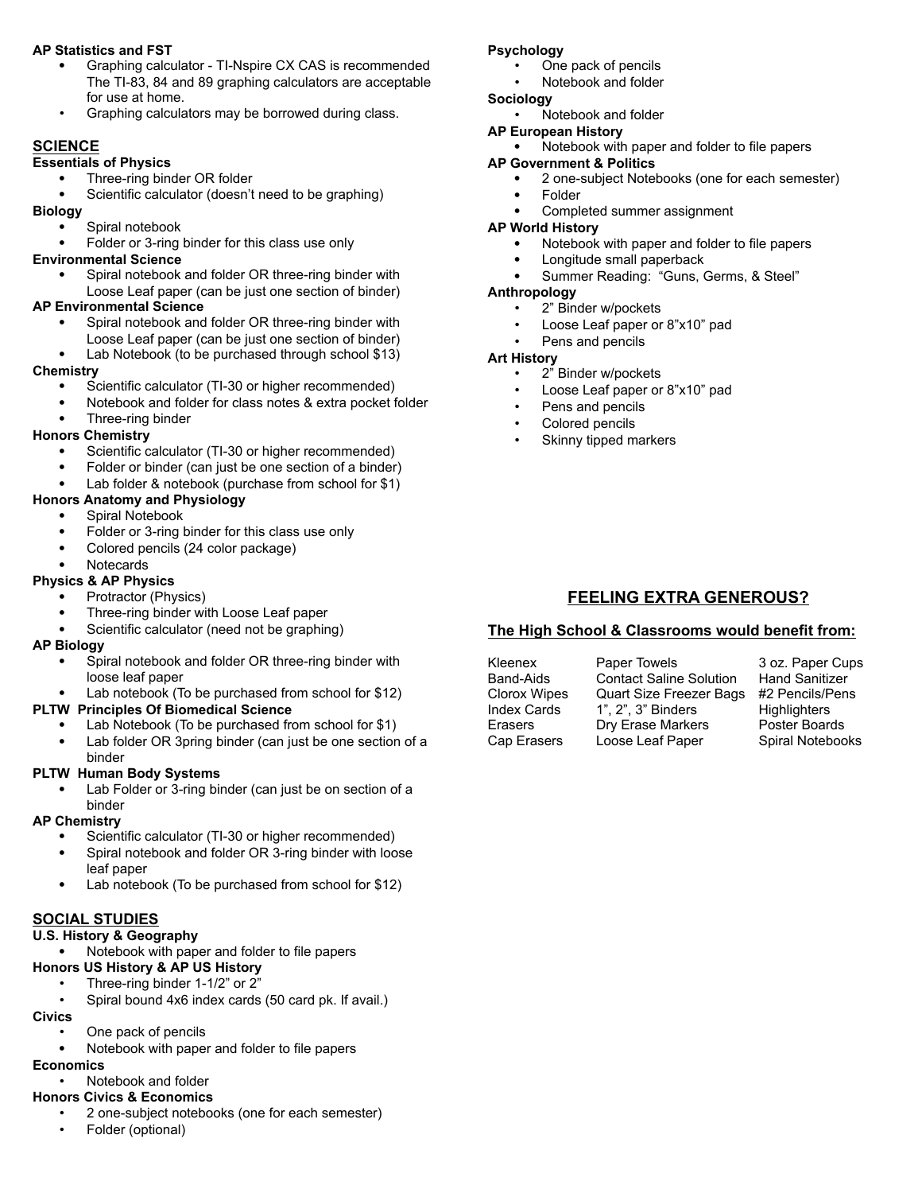**AP Statistics and FST**

- Graphing calculator - TI-Nspire CX CAS is recommended The TI-83, 84 and 89 graphing calculators are acceptable for use at home.
- Graphing calculators may be borrowed during class.

## SCIENCE

**Essentials of Physics**

- Three-ring binder OR folder
- Scientific calculator (doesn't need to be graphing)

**Biology**

- Spiral notebook
- Folder or 3-ring binder for this class use only

**Environmental Science**

- Spiral notebook and folder OR three-ring binder with Loose Leaf paper (can be just one section of binder)

**AP Environmental Science**

- Spiral notebook and folder OR three-ring binder with Loose Leaf paper (can be just one section of binder)
- Lab Notebook (to be purchased through school $13)

**Chemistry**

- Scientific calculator (TI-30 or higher recommended)
- Notebook and folder for class notes & extra pocket folder
- Three-ring binder

**Honors Chemistry**

- Scientific calculator (TI-30 or higher recommended)
- Folder or binder (can just be one section of a binder)
- Lab folder & notebook (purchase from school for $1)

**Honors Anatomy and Physiology**

- Spiral Notebook
- Folder or 3-ring binder for this class use only
- Colored pencils (24 color package)
- Notecards

**Physics & AP Physics**

- Protractor (Physics)
- Three-ring binder with Loose Leaf paper
- Scientific calculator (need not be graphing)

**AP Biology**

- Spiral notebook and folder OR three-ring binder with loose leaf paper
- Lab notebook (To be purchased from school for $12)

**PLTW Principles Of Biomedical Science**

- Lab Notebook (To be purchased from school for $1)
- Lab folder OR 3pring binder (can just be one section of a binder

**PLTW Human Body Systems**

- Lab Folder or 3-ring binder (can just be on section of a binder

**AP Chemistry**

- Scientific calculator (TI-30 or higher recommended)
- Spiral notebook and folder OR 3-ring binder with loose leaf paper
- Lab notebook (To be purchased from school for $12)

## SOCIAL STUDIES

**U.S. History & Geography**

- Notebook with paper and folder to file papers

**Honors US History & AP US History**

- Three-ring binder 1-1/2" or 2"
- Spiral bound 4x6 index cards (50 card pk. If avail.)

**Civics**

- One pack of pencils
- Notebook with paper and folder to file papers

**Economics**

- Notebook and folder

**Honors Civics & Economics**

- 2 one-subject notebooks (one for each semester)
- Folder (optional)

**Psychology**

- One pack of pencils
- Notebook and folder

**Sociology**

- Notebook and folder

**AP European History**

- Notebook with paper and folder to file papers

**AP Government & Politics**

- 2 one-subject Notebooks (one for each semester)
- Folder
- Completed summer assignment

**AP World History**

- Notebook with paper and folder to file papers
- Longitude small paperback
- Summer Reading: "Guns, Germs, & Steel"

**Anthropology**

- 2" Binder w/pockets
- Loose Leaf paper or 8"x10" pad
- Pens and pencils

**Art History**

- 2" Binder w/pockets
- Loose Leaf paper or 8"x10" pad
- Pens and pencils
- Colored pencils
- Skinny tipped markers

## FEELING EXTRA GENEROUS?

**The High School & Classrooms would benefit from:**

| | | |
|---|---|---|
| Kleenex | Paper Towels | 3 oz. Paper Cups |
| Band-Aids | Contact Saline Solution | Hand Sanitizer |
| Clorox Wipes | Quart Size Freezer Bags | #2 Pencils/Pens |
| Index Cards | 1", 2", 3" Binders | Highlighters |
| Erasers | Dry Erase Markers | Poster Boards |
| Cap Erasers | Loose Leaf Paper | Spiral Notebooks |